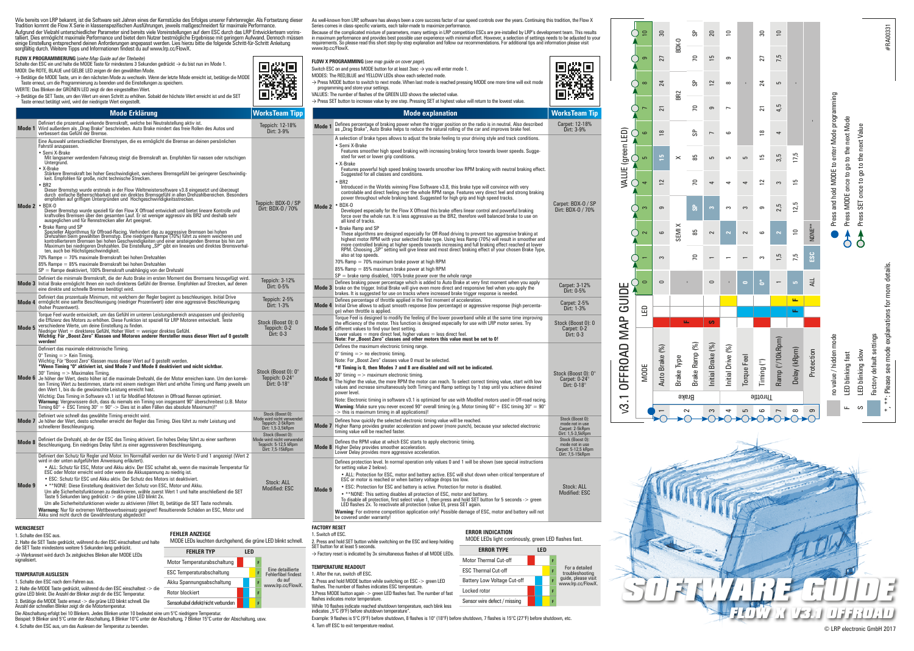Wie bereits von LRP bekannt, ist die Software seit Jahren eines der Kernstücke des Erfolges unserer Fahrtenregler. Als Fortsetzung dieser Tradition kommt die Flow X Serie in klassenspezifischen Ausführungen, jeweils maßgeschneidert für maximale Performance.
Aufgrund der Vielzahl unterschiedlicher Parameter sind bereits viele Voreinstellungen auf dem ESC durch das LRP Entwicklerteam vorinstalliert. Dies ermöglicht maximale Performance und bietet dem Nutzer bestmögliche Ergebnisse mit geringem Aufwand. Dennoch müssen einige Einstellung entsprechend deinen Anforderungen angepasst werden. Lies hierzu bitte die folgende Schritt-für-Schritt Anleitung sorgfältig durch. Weitere Tipps und Informationen findest du auf www.lrp.cc/FlowX.

**FLOW X PROGRAMMIERUNG** (*siehe Map Guide auf der Titelseite*)
Schalte den ESC ein und halte die MODE Taste für mindestens 3 Sekunden gedrückt → du bist nun im Mode 1.
MODI: Die ROTE, BLAUE und GELBE LED zeigen dir den gewählten Mode.
→ Betätige die MODE Taste, um in den nächsten Mode zu wechseln. Wenn der letzte Mode erreicht ist, betätige die MODE Taste erneut, um die Programmierung zu beenden und die Einstellungen zu speichern.
WERTE: Das Blinken der GRÜNEN LED zeigt dir den eingestellten Wert.
→ Betätige die SET Taste, um den Wert um einen Schritt zu erhöhen. Sobald der höchste Wert erreicht ist und die SET Taste erneut betätigt wird, wird der niedrigste Wert eingestellt.

| | Mode Erklärung | WorksTeam Tipp |
|---|---|---|
| Mode 1 | Definiert die prozentual wirkende Bremskraft, welche bei Neutralstellung aktiv ist. Wird außerdem als „Drag Brake" beschrieben. Auto Brake mindert das freie Rollen des Autos und verbessert das Gefühl der Bremse. | Teppich: 12-18% Dirt: 3-9% |
| Mode 2 | Eine Auswahl unterschiedlicher Bremstypen, die es ermöglicht die Bremse an deinen persönlichen Fahrstil anzupassen.<br>• Semi X-Brake<br>Mit langsamer werdendem Fahrzeug steigt die Bremskraft an. Empfohlen für nassen oder rutschigen Untergrund.<br>• X-Brake<br>Stärkere Bremskraft bei hoher Geschwindigkeit, weicheres Bremsgefühl bei geringerer Geschwindigkeit. Empfohlen für große, nicht technische Strecken.<br>• BR2<br>Dieser Bremstyp wurde erstmals in der Flow Weltmeistersoftware v3.8 eingesetzt und überzeugt durch einfache Beherrschbarkeit und ein direktes Bremsgefühl in allen Drehzahlbereichen. Besonders empfohlen auf griffigen Untergründen und Hochgeschwindigkeitsstrecken.<br>• BDX-0<br>Dieser Bremstyp wurde speziell für den Flow X Offroad entwickelt und bietet lineare Kontrolle und kraftvolles Bremsen über den gesamten Lauf. Er ist weniger aggressiv als BR2 und deshalb sehr ausgeglichen und für Rennstrecken aller Art geeignet.<br>• Brake Ramp und SP<br>Spezieller Algorithmus für Offroad-Racing. Verhindert das zu aggressive Bremsen bei hohen Drehzahlen beim gewählten Bremstyp. Eine niedrigere Rampe (70%) führt zu einem weicheren und kontrollierteren Bremsen bei hohen Geschwindigkeiten und einer ansteigenden Bremse bis hin zum Maximum bei niedrigen Drehzahlen. Die Einstellung „SP" gibt ein lineares und direktes Bremsverhalten, auch bei Höchstgeschwindigkeit.<br>70% Rampe = 70% maximale Bremskraft bei hohen Drehzahlen<br>85% Rampe = 85% maximale Bremskraft bei hohen Drehzahlen<br>SP = Rampe deaktiviert, 100% Bremskraft unabhängig von der Drehzahl | Teppich: BDX-0 / SP Dirt: BDX-0 / 70% |
| Mode 3 | Definiert die minimale Bremskraft, die der Auto Brake im ersten Moment des Bremsens hinzugefügt wird. Initial Brake ermöglicht Ihnen ein noch direkteres Gefühl der Bremse. Empfohlen auf Strecken, auf denen eine direkte und schnelle Bremse benötigt wird. | Teppich: 3-12% Dirt: 0-5% |
| Mode 4 | Definiert das prozentuale Minimum, mit welchem der Regler beginnt zu beschleunigen. Initial Drive ermöglicht eine sanfte Beschleunigung (niedriger Prozentwert) oder eine aggressive Beschleunigung (hoher Prozentwert). | Teppich: 2-5% Dirt: 1-3% |
| Mode 5 | Torque Feel wurde entwickelt, um das Gefühl im unteren Leistungsbereich anzupassen und gleichzeitig die Effizienz des Motors zu erhöhen. Diese Funktion ist speziell für LRP Motoren entwickelt. Teste verschiedene Werte, um deine Einstellung zu finden.<br>Niedriger Wert = direkteres Gefühl, Hoher Wert = weniger direktes Gefühl.<br>**Wichtig: Für „Boost Zero" Klassen und Motoren anderer Hersteller muss dieser Wert auf 0 gestellt werden!** | Stock (Boost 0): 0 Teppich: 0-2 Dirt: 0-3 |
| Mode 6 | Definiert das maximale elektronische Timing.<br>0° Timing => Kein Timing.<br>Wichtig: Für "Boost Zero" Klassen muss dieser Wert auf 0 gestellt werden.<br>**\*Wenn Timing "0" aktiviert ist, sind Mode 7 und Mode 8 deaktiviert und nicht sichtbar.**<br>30° Timing => Maximales Timing.<br>Je höher der Wert, desto höher ist die maximale Drehzahl, die der Motor erreichen kann. Um den korrekten Timing Wert zu bestimmen, starte mit einem niedrigen Wert und erhöhe Timing und Ramp jeweils um den Wert 1, bis du die gewünschte Leistung erreicht hast.<br>Wichtig: Das Timing in Software v3.1 ist für Modified Motoren in Offroad Rennen optimiert.<br>**Warnung:** Vergewissere dich, dass du niemals ein Timing von insgesamt 90° überschreitest (z.B. Motor Timing 60° + ESC Timing 30° = 90° -> Dies ist in allen Fällen das absolute Maximum)!* | Stock (Boost 0): 0° Teppich: 0-24° Dirt: 0-18° |
| Mode 7 | Definiert wie schnell das gewählte Timing erreicht wird.<br>Je höher der Wert, desto schneller erreicht der Regler das Timing. Dies führt zu mehr Leistung und schnellerer Beschleunigung. | Stock (Boost 0): Mode wird nicht verwendet Teppich: 2-5kRpm Dirt: 1,5-3,5kRpm |
| Mode 8 | Definiert die Drehzahl, ab der der ESC das Timing aktiviert. Ein hohes Delay führt zu einer sanfteren Beschleunigung. Ein niedriges Delay führt zu einer aggressiveren Beschleunigung. | Stock (Boost 0): Mode wird nicht verwendet Teppich: 5-12,5 kRpm Dirt: 7,5-15kRpm |
| Mode 9 | Definiert den Schutz für Regler und Motor. Im Normalfall werden nur die Werte 0 und 1 angezeigt (Wert 2 wird in der unten aufgeführten Anweisung erläutert).<br>• ALL: Schutz für ESC, Motor und Akku aktiv. Der ESC schaltet ab, wenn die maximale Temperatur für ESC oder Motor erreicht wird oder wenn die Akkuspannung zu niedrig ist.<br>• ESC: Schutz für ESC und Akku aktiv. Der Schutz des Motors ist deaktiviert.<br>• **NONE: Diese Einstellung deaktiviert den Schutz von ESC, Motor und Akku.<br>Um alle Sicherheitsfunktionen zu deaktivieren, wähle zuerst Wert 1 und halte anschließend die SET Taste 5 Sekunden lang gedrückt -> die grüne LED blinkt 2x.<br>Um alle Sicherheitsfunktionen wieder zu aktivieren (Wert 0), betätige die SET Taste nochmals.<br>**Warnung:** Nur für extremen Wettbewerbseinsatz geeignet! Resultierende Schäden an ESC, Motor und Akku sind nicht durch die Gewährleistung abgedeckt! | Stock: ALL Modified: ESC |

**WERKSRESET**
1. Schalte den ESC aus.
2. Halte die SET Taste gedrückt, während du den ESC einschaltest und halte die SET Taste mindestens weitere 5 Sekunden lang gedrückt.
→ Werksreset wird durch 3x zeitgleiches Blinken aller MODE LEDs signalisiert.

**TEMPERATUR AUSLESEN**
1. Schalte den ESC nach dem Fahren aus.
2. Halte die MODE Taste gedrückt, während du den ESC einschaltest -> die grüne LED blinkt. Die Anzahl der Blinker zeigt dir die ESC Temperatur.
3. Betätige die MODE Taste erneut -> die grüne LED blinkt schnell. Die Anzahl der schnellen Blinker zeigt dir die Motortemperatur.
Die Abschaltung erfolgt bei 10 Blinkern. Jedes Blinken unter 10 bedeutet eine um 5°C niedrigere Temperatur.
Beispiel: 9 Blinker sind 5°C unter der Abschaltung, 8 Blinker 10°C unter der Abschaltung, 7 Blinker 15°C unter der Abschaltung, usw.
4. Schalte den ESC aus, um das Auslesen der Temperatur zu beenden.

**FEHLER ANZEIGE**
MODE LEDs leuchten durchgehend, die grüne LED blinkt schnell.

| FEHLER TYP | LED | |
|---|---|---|
| Motor Temperaturabschaltung | F | Eine detaillierte Fehlerlibel findest du auf www.lrp.cc/FlowX. |
| ESC Temperaturabschaltung | F | |
| Akku Spannungsabschaltung | F | |
| Rotor blockiert | F | |
| Sensorkabel defekt/nicht verbunden | F | |

---

As well-known from LRP software has always been a core success factor of our speed controls over the years. Continuing this tradition, the Flow X Series comes in class-specific variants, each tailor-made to maximize performance.
Because of the complicated mixture of parameters, many settings in LRP competition ESCs are pre-installed by LRP's development team. This results in maximum performance and provides best possible user experience with minimal effort. However, a selection of settings needs to be adjusted to your requirements. So please read this short step-by-step explanation and follow our recommendations. For additional tips and information please visit www.lrp.cc/FlowX.

**FLOW X PROGRAMMING** (*see map guide on cover page*).
Switch ESC on and press MODE button for at least 3sec → you will enter mode 1.
MODES: The RED,BLUE and YELLOW LEDs show each selected mode.
→ Press MODE button to switch to next mode. When last mode is reached pressing MODE one more time will exit mode programming and store your settings.
VALUES: The number of flashes of the GREEN LED shows the selected value.
→ Press SET button to increase value by one step. Pressing SET at highest value will return to the lowest value.

| | Mode explanation | WorksTeam Tip |
|---|---|---|
| Mode 1 | Defines percentage of braking power when the trigger position on the radio is in neutral. Also described as „Drag Brake", Auto Brake helps to reduce the natural rolling of the car and improves brake feel. | Carpet: 12-18% Dirt: 3-9% |
| Mode 2 | A selection of brake types allows to adjust the brake feeling to your driving style and track conditions.<br>• Semi X-Brake<br>Features smoother high speed braking with increasing braking force towards lower speeds. Suggested for wet or lower grip conditions.<br>• X-Brake<br>Features powerful high speed braking towards smoother low RPM braking with neutral braking effect. Suggested for all classes and conditions.<br>• BR2<br>Introduced in the Worlds winning Flow Software v3.8, this brake type will convince with very controlable and direct feeling over the whole RPM range. Features very direct feel and strong braking power throughout whole braking band. Suggested for high grip and high speed tracks.<br>• BDX-0<br>Developed especially for the Flow X Offroad this brake offers linear control and powerful braking force over the whole run. It is less aggressive as the BR2, therefore well balanced brake to use on all kind of tracks.<br>• Brake Ramp and SP<br>These algorithms are designed especially for Off-Road driving to prevent too aggressive braking at highest motor RPM with your selected Brake type. Using less Ramp (70%) will result in smoother and more controlled braking at higher speeds towards increasing and full braking effect towards lower RPM. Choosing „SP" setting will give linear and most direct braking effect of your chosen Brake Type, also at top speeds.<br>70% Ramp = 70% maximum brake power at high RPM<br>85% Ramp = 85% maximum brake power at high RPM<br>SP = brake ramp disabled, 100% brake power over the whole range | Carpet: BDX-0 / SP Dirt: BDX-0 / 70% |
| Mode 3 | Defines braking power percentage which is added to Auto Brake at very first moment when you apply brake on the trigger. Initial Brake will give even more direct and responsive feel when you apply the brakes. It is suggested for use on tracks where increased brake trigger response is needed. | Carpet: 3-12% Dirt: 0-5% |
| Mode 4 | Defines percentage of throttle applied in the first moment of acceleration.<br>Initial Drive allows to adjust smooth response (low percentage) or aggressive response (high percentage) when throttle is applied. | Carpet: 2-5% Dirt: 1-3% |
| Mode 5 | Torque Feel is designed to modify the feeling of the lower powerband while at the same time improving the efficiency of the motor. This function is designed especially for use with LRP motor series. Try different values to find your best setting.<br>Lower values = more direct feel, higher values = less direct feel.<br>**Note: For „Boost Zero" classes and other motors this value must be set to 0!** | Stock (Boost 0): 0 Carpet: 0-2 Dirt: 0-3 |
| Mode 6 | Defines the maximum electronic timing range.<br>0° timing => no electronic timing.<br>Note: For „Boost Zero" classes value 0 must be selected.<br>**\*If timing is 0, then Modes 7 and 8 are disabled and will not be indicated.**<br>30° timing => maximum electronic timing.<br>The higher the value, the more RPM the motor can reach. To select correct timing value, start with low values and increase simultaneously both Timing and Ramp settings by 1 step until you achieve desired power level.<br>Note: Electronic timing in software v3.1 is optimized for use with Modified motors used in Off-road racing.<br>**Warning:** Make sure you never exceed 90° overall timing (e.g. Motor timing 60°+ ESC timing 30° = 90° -> this is maximum timing in all applications)! | Stock (Boost 0): 0° Carpet: 0-24° Dirt: 0-18° |
| Mode 7 | Defines how quickly the selected electronic timing value will be reached.<br>Higher Ramp provides greater acceleration and power (more punch), because your selected electronic timing value will be reached faster. | Stock (Boost 0): mode not in use Carpet: 2-5kRpm Dirt: 1,5-3,5kRpm |
| Mode 8 | Defines the RPM value at which ESC starts to apply electronic timing.<br>Higher Delay provides smoother acceleration.<br>Lower Delay provides more aggressive acceleration. | Stock (Boost 0): mode not in use Carpet: 5-12,5 kRpm Dirt: 7,5-15kRpm |
| Mode 9 | Defines protection level. In normal operation only values 0 and 1 will be shown (see special instructions for setting value 2 below).<br>• ALL: Protection for ESC, motor and battery active. ESC will shut down when critical temperature of ESC or motor is reached or when battery voltage drops too low.<br>• ESC: Protection for ESC and battery is active. Protection for motor is disabled.<br>• **NONE: This setting disables all protection of ESC, motor and battery.<br>To disable all protection, first select value 1, then press and hold SET button for 5 seconds -> green LED flashes 2x. To reactivate all protection (value 0), press SET again.<br>**Warning:** For extreme competition application only! Possible damage of ESC, motor and battery will not be covered under warranty! | Stock: ALL Modified: ESC |

**FACTORY RESET**
1. Switch off ESC.
2. Press and hold SET button while switching on the ESC and keep holding SET button for at least 5 seconds.
→ Factory reset is indicated by 3x simultaneous flashes of all MODE LEDs.

**TEMPERATURE READOUT**
1. After the run, switch off ESC.
2. Press and hold MODE button while switching on ESC -> green LED flashes. The number of flashes indicates ESC temperature.
3.Press MODE button again -> green LED flashes fast. The number of fast flashes indicates motor temperature.
While 10 flashes indicate reached shutdown temperature, each blink less indicates „5°C (9°F) before shutdown temperature".
Example: 9 flashes is 5°C (9°F) before shutdown, 8 flashes is 10° (18°F) before shutdown, 7 flashes is 15°C (27°F) before shutdown, etc.
4. Turn off ESC to exit temperature readout.

**ERROR INDICATION**
MODE LEDs light continously, green LED flashes fast.

| ERROR TYPE | LED | |
|---|---|---|
| Motor Thermal Cut-off | F | For a detailed troubleshooting guide, please visit www.lrp.cc/FlowX. |
| ESC Thermal Cut-off | F | |
| Battery Low Voltage Cut-off | F | |
| Locked rotor | F | |
| Sensor wire defect / missing | F | |

---

# v3.1 OFFROAD MAP GUIDE

| | | MODE | LED | VALUE (green LED) 0 | 1 | 2 | 3 | 4 | 5 | 6 | 7 | 8 | 9 | 10 |
|---|---|---|---|---|---|---|---|---|---|---|---|---|---|---|
| 1 | Brake | Auto Brake (%) | | 0 | 3 | 6 | 9 | 12 | 15 | 18 | 21 | 24 | 27 | 30 |
| 2 | Brake | Brake Type | | - | SEMI X | | | X | | | BR2 | | BDX-0 | |
| | Brake | Brake Ramp (%) | F | | 70 | 85 | SP | 70 | 85 | SP | 70 | SP | 70 | SP |
| 3 | Brake | Initial Brake (%) | S | 0 | 1 | 2 | 3 | 4 | 5 | 7 | 9 | 12 | 15 | 20 |
| 4 | Throttle | Initial Drive (%) | | - | 1 | 2 | 3 | 4 | 5 | 6 | 7 | 8 | 9 | 10 |
| 5 | Throttle | Torque Feel | | 0 | 1 | 2 | 3 | 4 | 5 | | | - | | |
| 6 | Throttle | Timing (°) | | 0* | 3 | 6 | 9 | 12 | 15 | 18 | 21 | 24 | 27 | 30 |
| 7 | Throttle | Ramp (°/10kRpm) | F | 1 | 1,5 | 2 | 2,5 | 3 | 3,5 | 4 | 4,5 | 5 | 7,5 | 10 |
| 8 | Throttle | Delay (kRpm) | F | 5 | 7,5 | 10 | 12,5 | 15 | 17,5 | | | - | | |
| 9 | Throttle | Protection | | ALL | ESC | NONE** | | | - | | | | | |

● Press and hold MODE to enter Mode programming
→ Press MODE once to go to the next Mode
→ Press SET once to go to the next Value

no value / hidden mode
F LED blinking fast
S LED blinking slow
Factory default settings
\*, \*\*: Please see mode explanations for more details.

#RA00331

SOFTWARE GUIDE
FLOW X V3.1 OFFROAD

© LRP electronic GmbH 2017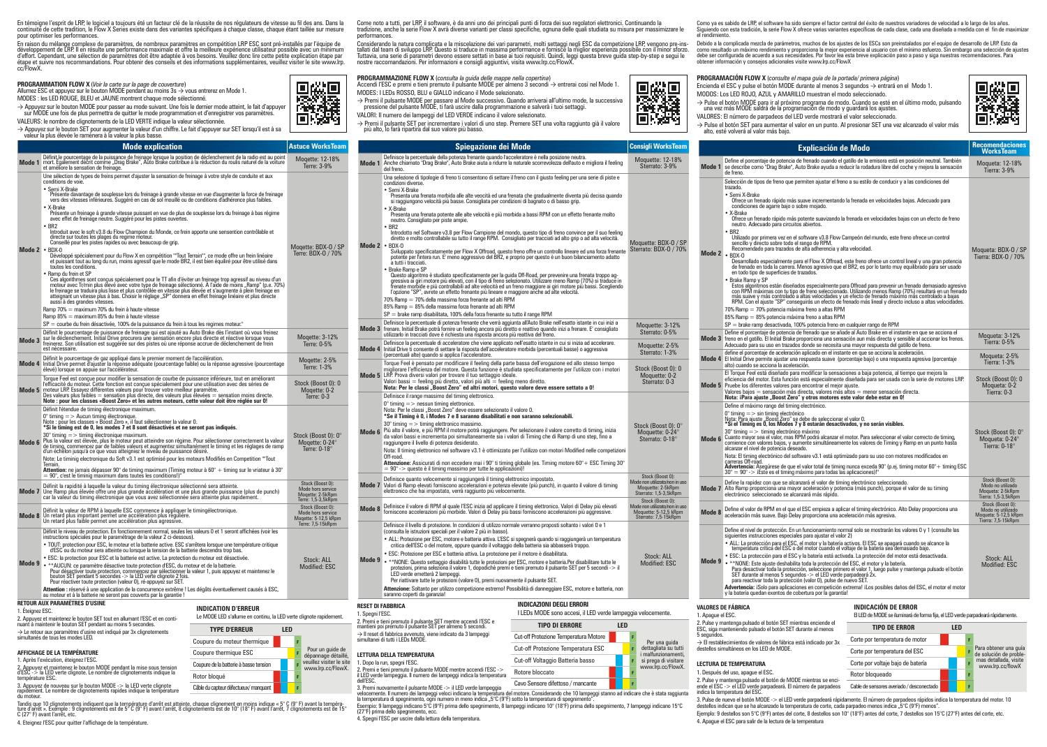En témoigne l'esprit de LRP, le logiciel a toujours été un facteur clé de la réussite de nos régulateurs de vitesse au fil des ans. Dans la continuité de cette tradition, le Flow X Series existe dans des variantes spécifiques à chaque classe, chaque étant taillée sur mesure pour optimiser les performances.

En raison du mélange complexe de paramètres, de nombreux paramètres en compétition LRP ESC sont pré-installés par l'équipe de développement de LRP. Il en résulte une performance maximale et offre la meilleure expérience utilisateur possible avec un minimum d'effort. Cependant, une sélection de paramètres doit être adaptée à vos besoins. Veuillez donc lire cette petite explication étape par étape et suivre nos recommandations. Pour obtenir des conseils et des informations supplémentaires, veuillez visiter le site www.lrp.cc/FlowX.

**PROGRAMMATION FLOW X** *(Voir la carte sur la page de couverture)*

Allumez ESC et appuyez sur le bouton MODE pendant au moins 3s → vous entrerez en Mode 1.

MODES : les LED ROUGE, BLEU et JAUNE montrent chaque mode sélectionné.

→ Appuyez sur le bouton MODE pour passer au mode suivant. Une fois le dernier mode atteint, le fait d'appuyer sur MODE une fois de plus permettra de quitter le mode programmation et d'enregistrer vos paramètres.

VALEURS: le nombre de clignotements de la LED VERTE indique la valeur sélectionnée.

→ Appuyez sur le bouton SET pour augmenter la valeur d'un chiffre. Le fait d'appuyer sur SET lorsqu'il est à sa valeur la plus élevée le ramènera à la valeur la plus basse.

| | Mode explication | Astuce WorksTeam |
|---|---|---|
| Mode 1 | Définit le pourcentage de la puissance de freinage lorsque la position de déclenchement de la radio est au point mort. Également décrit comme „Drag Brake", Auto Brake contribue à la réduction du roulis naturel de la voiture et améliore la sensation de freinage. | Moquette: 12-18% Terre: 3-9% |
| Mode 2 | Une sélection de types de freins permet d'ajuster la sensation de freinage à votre style de conduite et aux conditions de voie. • Semi X-Brake: Présente davantage de souplesse lors du freinage à grande vitesse en vue d'augmenter la force de freinage vers des vitesses inférieures. Suggéré en cas de sol mouillé ou de conditions d'adhérence plus faibles. • X-Brake: Présente un freinage à grande vitesse puissant en vue de plus de souplesse lors du freinage à bas régime avec effet de freinage neutre. Suggéré pour les pistes ouvertes. • BR2: Introduit avec le soft v3.8 du Flow Champion du Monde, ce frein apporte une sensation contrôlable et directe sur toutes les plages du regime moteur. Conseillé pour les pistes rapides ou avec beaucoup de grip. • BDX-0: Développé spécialement pour du Flow X en compétition ""Tout Terrain"", ce mode offre un frein linéaire et puissant tout au long du run, moins agressif que le mode BR2, il est bien équilibré pour être utilisé dans toutes les conditions. • Ramp du frein et SP: Ces algorithmes sont conçus spécialement pour le TT afin d'éviter un freinage trop agressif au niveau d'un moteur avec l'rmin plus élevé avec votre type de freinage sélectionné. À l'aide de mons „Ramp" (p.e. 70%) le freinage se traduira plus lisse et plus contrôlée en vitesse plus élevée et s'augmente à plein freinage en atteignant un vitesse plus à bas. Choisir le réglage „SP" donnera en effet freinage linéaire et plus directe aussi à des grandes vitesses. Ramp 70% = maximum 70% du frein à haute vitesse. Ramp 85% = maximum 85% du frein à haute vitesse. SP = courbe du frein désactivée, 100% de la puissance du frein à tous les regimes moteur." | Moquette: BDX-0 / SP Terre: BDX-0 / 70% |
| Mode 3 | Définit le pourcentage de puissance de freinage qui est ajouté au Auto Brake dès l'instant où vous freinez sur le déclenchement. Initial Drive procurera une sensation encore plus directe et réactive lorsque vous freinerez. Son utilisation est suggérée sur des pistes où une réponse accrue de déclenchement de frein est nécessaire. | Moquette: 3-12% Terre: 0-5% |
| Mode 4 | Définit le pourcentage de gaz appliqué dans le premier moment de l'accélération. Initial Drive permet d'ajuster la réponse adéquate (pourcentage faible) ou la réponse agressive (pourcentage élevé) lorsque on appuie sur l'accélérateur. | Moquette: 2-5% Terre: 1-3% |
| Mode 5 | Torque Feel est conçue pour modifier la sensation de courbe de puissance inférieure, tout en améliorant l'efficacité du moteur. Cette fonction est conçue spécialement pour une utilisation avec des séries de moteur LRP. Essayez différentes valeurs pour trouver votre meilleur paramètre. Des valeurs plus faibles = sensation plus directe, des valeurs plus élevées = sensation moins directe. **Note : pour les classes «Boost Zero» et les autres moteurs, cette valeur doit être réglée sur 0!** | Stock (Boost 0): 0 Moquette: 0-2 Terre: 0-3 |
| Mode 6 | Définit l'étendue de timing électronique maximum. 0° timing => Aucun timing électronique. Note : pour les classes « Boost Zero », il faut sélectionner la valeur 0. **\*Si le timing est de 0, les modes 7 et 8 sont désactivés et ne seront pas indiqués.** 30° timing => timing électronique maximum. Plus la valeur est élevée, plus le moteur peut atteindre son régime. Pour sélectionner correctement la valeur de timing, commencez par de faibles valeurs et augmentez simultanément le timing et les réglages de ramp d'un échelon jusqu'à ce que vous atteigniez le niveau de puissance désiré. Note: Le timing électronique du Soft v3.1 est optimisé pour les moteurs Modifiés en Competition ""Tout Terrain. **Attention**: ne jamais dépasser 90° de timing maximum (Timing moteur à 60° + timing sur le variateur à 30° = 90°, c'est le timing maximum dans toutes les conditions!)" | Stock (Boost 0): 0° Moquette: 0-24° Terre: 0-18° |
| Mode 7 | Définit la rapidité à laquelle la valeur du timing électronique sélectionné sera atteinte. Une Ramp plus élevée offre une plus grande accélération et une plus grande puissance (plus de punch) car la valeur du timing électronique que vous avez sélectionnée sera atteinte plus rapidement. | Stock (Boost 0): Mode hors service Moquette: 2-5kRpm Terre: 1,5-3,5kRpm |
| Mode 8 | Définit la valeur de RPM à laquelle ESC commence à appliquer le timingélectronique. Un retard plus important permet une accélération plus régulière. Un retard plus faible permet une accélération plus agressive. | Stock (Boost 0): Mode hors service Moquette: 5-12,5 kRpm Terre: 7,5-15kRpm |
| Mode 9 | Définit le niveau de protection. En fonctionnement normal, seules les valeurs 0 et 1 seront affichées (voir les instructions spéciales pour le paramétrage de la valeur 2 ci-dessous). • TOUT: protection pour ESC, le moteur et la batterie active. ESC s'arrêtera lorsque une température critique d'ESC ou du moteur sera atteinte ou lorsque la tension de la batterie descendra trop bas. • ESC: la protection pour ESC et la batterie est active. La protection du moteur est désactivée. • \*\*AUCUN: ce paramètre désactive toute protection d'ESC, du moteur et de la batterie. Pour désactiver toute protection, commencez par sélectionner la valeur 1, puis appuyez et maintenez le bouton SET pendant 5 secondes -> la LED verte clignote 2 fois. Pour réactiver toute protection (valeur 0), ré-appuyez sur SET. **Attention** : réservé à une application de la concurrence extrême ! Les dégâts éventuellement causés à ESC, au moteur et à la batterie ne seront pas couverts par la garantie ! | Stock: ALL Modified: ESC |

**RETOUR AUX PARAMÈTRES D'USINE**

1. Éteignez ESC.
2. Appuyez et maintenez le bouton SET tout en allumant l'ESC et en continuant à maintenir le bouton SET pendant au moins 5 secondes.

→ Le retour aux paramètres d'usine est indiqué par 3x clignotements simultanés de tous les modes LED.

**AFFICHAGE DE LA TEMPÉRATURE**

1. Après l'exécution, éteignez l'ESC.
2. Appuyez et maintenez le bouton MODE pendant la mise sous tension d'ESC -> la LED verte clignote. Le nombre de clignotements indique la température ESC.
3. Appuyez de nouveau sur le bouton MODE -> la LED verte clignote rapidement. Le nombre de clignotements rapides indique la température du moteur.

Tandis que 10 clignotements indiquent que la température d'arrêt est atteinte, chaque clignement en moins indique « 5° C (9° F) avant la température d'arrêt ». Exemple : 9 clignotements est de 5° C (9° F) avant l'arrêt, 8 clignotements est de 10° (18° F) avant l'arrêt, 7 clignotements est de 15° C (27° F) avant l'arrêt, etc.

4. Eteignez l'ESC pour quitter l'affichage de la température.

**INDICATION D'ERREUR**

Le MODE LED s'allume en continu, la LED verte clignote rapidement.

| TYPE D'ERREUR | LED | |
|---|---|---|
| Coupure du moteur thermique | F | Pour un guide de dépannage détaillé, veuillez visiter le site www.lrp.cc/FlowX. |
| Coupure thermique ESC | F | |
| Coupure de la batterie à basse tension | F | |
| Rotor bloqué | F | |
| Câble du capteur défectueux/ manquant | F | |

Come noto a tutti, per LRP, il software, è da anni uno dei principali punti di forza dei suoi regolatori elettronici. Continuando la tradizione, anche la serie Flow X avrà diverse varianti per classi specifiche, ognuna delle quali studiata su misura per massimizzare le performances.

Considerando la natura complicata e la miscelazione dei vari parametri, molti settaggi degli ESC da competizione LRP vengono pre-installati dal team di sviluppo LRP. Questo si traduce in massima performance e fornisce la miglior esperienza possibile con il minor sforzo. Tuttavia, una serie di parametri devono essere settati in base ai tuoi requisiti. Quindi, leggi questa breve guida step-by-step e segui le nostre raccomandazioni. Per informazioni e consigli aggiuntivi, visita www.lrp.cc/FlowX.

**PROGRAMMAZIONE FLOW X** *(consulta la guida delle mappe nella copertina)*

Accendi l'ESC e premi e tieni premuto il pulsante MODE per almeno 3 secondi → entrerai così nel Mode 1.

MODES: I LEDs ROSSO, BLU e GIALLO indicano il Mode selezionato.

→ Premi il pulsante MODE per passare al Mode successivo. Quando arriverai all'ultimo mode, la successiva pressione del pulsante MODE, ti farà uscire dalla programmazione e salverà i tuoi settaggi.

VALORI: Il numero dei lampeggi del LED VERDE indicano il valore selezionato.

→ Premi il pulsante SET per incrementare i valori di uno step. Premere SET una volta raggiunto già il valore più alto, lo farà ripartire dal suo valore più basso.

| | Spiegazione dei Mode | Consigli WorksTeam |
|---|---|---|
| Mode 1 | Definisce la percentuale della potenza frenante quando l'acceleratore è nella posizione neutra. Anche chiamato "Drag Brake", Auto Brake aiuta a ridurre la naturale scorrevolezza delfauto e migliora il feeling del freno. | Moquette: 12-18% Sterrato: 3-9% |
| Mode 2 | Una selezione di tipologie di freno ti consentono di settare il freno con il giusto feeling per una serie di piste e condizioni diverse. • Semi X-Brake: Presenta una frenata morbida alle alte veocità ed una frenata che gradualmente diventa più decisa quando si raggiungono velocità più basse. Consigliata per condizioni di bagnato o di basso grip. • X-Brake: Presenta una frenata potente alle alte velocità e più morbida a bassi RPM con un effetto frenante molto neutro. Consigliato per piste ampie. • BR2: Introdotto nel Software v3.8 per Flow Campione del mondo, questo tipo di freno convince per il suo feeling diretto e molto controllabile su tutto il range RPM. Consigliato per tracciati ad alto grip o ad alta velocità. • BDX-0: Sviluppato specificatamente per Flow X Offroad, questo freno offre un controllo lineare ed una forza frenante potente per l'intera run. E' meno aggressivo del BR2, e proprio per questo è un buon bilanciamento adatto a tutti i tracciati. • Brake Ramp e SP: Questo algoritmo è studiato specificatamente per la guida Off-Road, per prevenire una frenata troppo aggressiva ai giri motore più elevati, con il tipo di freno selezionato. Utilizzare meno Ramp (70%) si traduce in frenate morbide e più controllabili ad alte velocità ed un freno maggiore ai giri motore più bassi. Scegliendo l'opzione "SP", avrete un effetto frenante più lineare e maggiore anche ad alte velocità. 70% Ramp = 70% della massima forza frenante ad alti RPM. 85% Ramp = 85% della massima forza frenante ad alti RPM. SP = brake ramp disabilitata, 100% della forza frenante su tutto il range RPM | Moquette: BDX-0 / SP Sterrato: BDX-0 / 70% |
| Mode 3 | Definisce la percentuale di potenza frenante che verrà aggiunta all'Auto Brake nell'esatto istante in cui inizi a frenare. Initial Brake potrà fornire un feeling ancora più diretto e reattivo quando inizi a frenare. E' consigliato utilizzarlo in tracciati dove è richiesta una risposta ancora più reattiva del freno. | Moquette: 3-12% Sterrato: 0-5% |
| Mode 4 | Definisce la percentuale di acceleratore che viene applicato nell'esatto istante in cui si inizia ad accelerare. Initial Drive ti consente di settare la risposta dell'acceleratore morbida (percentuali basse) o aggressiva (percentuali alte) quando si applica l'acceleratore. | Moquette: 2-5% Sterrato: 1-3% |
| Mode 5 | Torque Feel è pensato per modificare il feeling della parte bassa dell'erogazione ed allo stesso tempo migliorare l'efficienza del motore. Questa funzione è studiata specificatamente per l'utilizzo con i motori LRP. Prova diversi valori per trovare il tuo settaggio ideale. Valori bassi = feeling più diretto, valori più alti = feeling meno diretto. **Nota: Per le classi „Boost Zero" ed altri motori, questo valore deve essere settato a 0!** | Stock (Boost 0): 0 Moquette: 0-2 Sterrato: 0-3 |
| Mode 6 | Definisce il range massimo del timing elettronico. 0° timing => nessun timing elettronico. Nota: Per le classi „Boost Zero" deve essere selezionato il valore 0. **\*Se il Timing è 0, i Modes 7 e 8 saranno disabilitati e non saranno selezionabili.** 30° timing => timing elettronico massimo. Più alto il valore, e più RPM il motore potrà raggiungere. Per selezionare il valore corretto di timing, inizia da valori bassi e incrementa poi simultaneamente sia i valori di Timing che di Ramp di uno step, fino a raggiungere il livello di potenza desiderato. Nota: Il timing elettronico nel software v3.1 è ottimizzato per l'utilizzo con motori Modified nelle competizioni Off-road. **Attenzione:** Assicurati di non eccedere mai i 90° ti timing globale (es. Timing motore 60° + ESC Timing 30° = 90° -> questo è il timing massimo per tutte le applicazioni)! | Stock (Boost 0): 0° Moquette: 0-24° Sterrato: 0-18° |
| Mode 7 | Definisce quanto velocemente si raggiungerà il timing elettronico impostato. Valori di Ramp elevati forniscono accelerazioni e potenza elevate (più punch), in quanto il valore di timing elettronico che hai impostato, verrà raggiunto più velocemente. | Stock (Boost 0): Mode non utilizzato/non in uso Moquette: 2-5kRpm Sterrato: 1,5-3,5kRpm |
| Mode 8 | Definisce il valore di RPM al quale l'ESC inizia ad applicare il timing elettronico. Valori di Delay più elevati forniscono accelerazioni più morbide. Valori di Delay più bassi forniscono accelerazioni più aggressive. | Stock (Boost 0): Mode non utilizzato/non in uso Moquette: 5-12,5 kRpm Sterrato: 7,5-15kRpm |
| Mode 9 | Definisce il livello di protezione. In condizioni di utilizzo normale verranno proposti soltanto i valori 0 e 1 (consulta le istruzioni speciali per il valore 2 più in basso). • ALL: Protezione per ESC, motore e batteria attiva. L'ESC si spegnerà quando si raggiungerà un temperatura critica dell'ESC o del motore, oppure quando il voltaggio della batteria sia abbassata troppo. • ESC: Protezione per ESC e batteria attiva. La protezione per il motore è disabilitata. • \*\*NONE: Questo settaggio disabilita tutte le protezioni per ESC, motore e batteria.Per disabilitare tutte le protezioni, prima seleziona il valore 1, dopodiché premi e tieni premuto il pulsante SET per 5 secondi -> il LED verde emetterà 2 lampeggi. Per riattivare tutte le protezioni (valore 0), premi nuovamente il pulsante SET. **Attenzione:** Soltanto per utilizzo competizione estremo! Possibilità di danneggiare ESC, motore e batteria, non saranno coperti da garanzia! | Stock: ALL Modified: ESC |

**RESET DI FABBRICA**

1. Spegni l'ESC.
2. Premi e tieni premuto il pulsante SET mentre accendi l'ESC e mantieni poi premuto il pulsante SET per almeno 5 secondi.

→ Il reset di fabbrica avvenuto, viene indicato da 3 lampeggi simultanei di tutti i LEDs MODE.

**LETTURA DELLA TEMPERATURA**

1. Dopo la run, spegni l'ESC.
2. Premi e tieni premuto il pulsante MODE mentre accendi l'ESC -> il LED verde lampeggia. Il numero dei lampeggi indica la temperatura dell'ESC.
3. Premi nuovamente il pulsante MODE -> il LED verde lampeggia velocemente. Il numero di lampeggi veloci indicano la temperatura del motore. Considerando che 10 lampeggi stanno ad indicare che è stata raggiunta la temperatura di spegnimento, ogni numero in meno indica „5°C (9°F) sotto la temperatura di spegnimento".

Esempio: 9 lampeggi indicano 5°C (9°F) prima dello spegnimento, 8 lampeggi indicano 10° (18°F) prima dello spegnimento, 7 lampeggi indicano 15°C (27°F) prima dello spegnimento, ecc.

4. Spegni l'ESC per uscire dalla lettura della temperatura.

**INDICAZIONI DEGLI ERRORI**

I LEDs MODE sono accesi, il LED verde lampeggia velocemente.

| TIPO DI ERRORE | LED | |
|---|---|---|
| Cut-off Protezione Temperatura Motore | F | Per una guida dettagliata su tutti i malfunzionamenti, si prega di visitare www.lrp.cc/FlowX. |
| Cut-off Protezione Temperatura ESC | F | |
| Cut-off Voltaggio Batteria basso | F | |
| Rotore bloccato | F | |
| Cavo Sensore difettoso / mancante | F | |

Como ya es sabido de LRP, el software ha sido siempre el factor central del éxito de nuestros variadores de velocidad a lo largo de los años. Siguiendo con esta tradición, la serie Flow X ofrece varias variantes específicas de cada clase, cada una diseñada a medida con el fin de maximizar el rendimiento.

Debido a la complicada mezcla de parámetros, muchos de los ajustes de los ESCs son preinstalados por el equipo de desarrollo de LRP. Esto da como resultado un máximo rendimiento y proporciona la mejor experiencia al usuario con el mínimo esfuerzo. Sin embargo una selección de ajustes debe ser configurada de acuerdo a sus necesidades. Por favor lea esta breve explicación paso a paso y siga nuestras recomendaciones. Para obtener información y consejos adicionales visite www.lrp.cc/FlowX

**PROGRAMACIÓN FLOW X** *(consulte el mapa guía de la portada/ primera página)*

Encienda el ESC y pulse el botón MODE durante al menos 3 segundos → entrará en el Modo 1.

MODOS: Los LED ROJO, AZUL y AMARILLO muestran el modo seleccionado.

→ Pulse el botón MODE para ir al próximo programa de modo. Cuando se esté en el último modo, pulsando una vez más MODE saldrá de la programación de modo y guardará los ajustes.

VALORES: El número de parpadeos del LED verde mostrará el valor seleccionado.

→ Pulse el botón SET para aumentar el valor en un punto. Al presionar SET una vez alcanzado el valor más alto, esté volverá al valor más bajo.

| | Explicación de Modo | Recomendaciones WorksTeam |
|---|---|---|
| Modo 1 | Define el porcentaje de potencia de frenado cuando el gatillo de la emisora está en posición neutral. También se describe como "Drag Brake", Auto Brake ayuda a reducir la rodadura libre del coche y mejora la sensación de freno. | Moqueta: 12-18% Tierra: 3-9% |
| Modo 2 | Selección de tipos de freno que permiten ajustar el freno a su estilo de conducir y a las condiciones del trazado. • Semi X-Brake: Ofrece un frenado rápido más suave incrementando la frenada en velocidades bajas. Adecuado para condiciones de agarre bajo o sobre mojado. • X-Brake: Ofrece un frenado rápido más potente suavizando la frenada en velocidades bajas con un efecto de freno neutro. Adecuado para circuitos abiertos. • BR2: Utilizado por primera vez en el software v3.8 Flow Campeón del mundo, este freno ofrece un control sencillo y directo sobre todo el rango de RPM. Recomendado para trazados de alta adherencia y alta velocidad. • BDX-0: Desarrollado especialmente para el Flow X Offroad, este freno ofrece un control lineal y una gran potencia de frenado en toda la carrera. Menos agresivo que el BR2, es por lo tanto muy equilibrado para ser usado en todo tipo de superficies de trazados. • Brake Ramp y SP: Estos algoritmos están diseñados especialmente para Offroad para prevenir un frenado demasiado agresivo con RPM elevadas con tu tipo de freno seleccionado. Utilizando menos Ramp (70%) resultará en un frenado más suave y más controlado a altas velocidades y un efecto de frenado máximo más controlado a bajas RPM. Con el ajuste "SP" conseguirás un efecto de frenado más lineal y directo incluso a altas velocidades. 70% Ramp = 70% potencia máxima freno a altas RPM. 85% Ramp = 85% potencia máxima freno a altas RPM. SP = brake ramp desactivada, 100% potencia freno en cualquier rango de RPM | Moqueta: BDX-0 / SP Tierra: BDX-0 / 70% |
| Modo 3 | Define el porcentaje de potencia de frenado que se añade al Auto Brake en el instante en que se acciona el freno en el gatillo. El Initial Brake proporciona una sensación aun más directa y sensible al accionar los frenos. Adecuado para su uso en trazados donde se necesita una mayor respuesta del gatillo de freno. | Moqueta: 3-12% Tierra: 0-5% |
| Modo 4 | define el porcentaje de aceleración aplicado en el instante en que se acciona la aceleración. El Initial Drive permite ajustar una respuesta suave (porcentaje bajo) o una respuesta agresiva (porcentaje alto) cuando se acciona la aceleración. | Moqueta: 2-5% Tierra: 1-3% |
| Modo 5 | El Torque Feel está diseñado para modificar la sensaciones a baja potencia, al tiempo que mejora la eficiencia del motor. Esta función está especialmente diseñada para ser usada con la serie de motores LRP. Pruebe los diferentes valores para encontrar el mejor ajuste. Valores bajos = sensación más directa, valores más altos = menor sensación directa. **Nota: ¡Para ajuste „Boost Zero" y otros motores este valor debe estar en 0!** | Stock (Boost 0): 0 Moqueta: 0-2 Tierra: 0-3 |
| Modo 6 | Define el máximo rango del timing electrónico. 0° timing => sin timing electrónico. Nota: Para ajuste „Boost Zero" se debe de seleccionar el valor 0. **\*Si el Timing es 0, los Modes 7 y 8 estarán desactivados, y no serán visibles.** 30° timing => timing electrónico máximo. Cuanto mayor sea el valor, mas RPM podrá alcanzar el motor. Para seleccionar el valor correcto de timing, comience con valores bajos, y aumente simultáneamente los valores de Timing y Ramp en un punto hasta alcanzar el nivel de potencia deseado. Nota: El timing electrónico del software v3.1 está optimizado para su uso con motores modificados en carreras Off-road. **Advertencia:** Asegúrese de que el valor total de timing nunca exceda 90° (p.ej. timing motor 60°+ timing ESC 30° = 90°-> ¡Este es el timing máximo para todas las aplicaciones)!" | Stock (Boost 0): 0° Moqueta: 0-24° Tierra: 0-18° |
| Modo 7 | Define la rapidez con que se alcanzará el valor de timing electrónico seleccionado. Alto Ramp proporciona una mayor aceleración y potencia (más punch), porque el valor de su timing electrónico seleccionado se alcanzará más rápido. | Stock (Boost 0): Modo no utilizado Moqueta: 2-5kRpm Tierra: 1,5-3,5kRpm |
| Modo 8 | Define el valor de RPM en el que ESC empieza a aplicar el timing electrónico. Alto Delay proporciona una aceleración más suave. Bajo Delay proporciona una aceleración más agresiva. | Stock (Boost 0): Modo no utilizado Moqueta: 5-12,5 kRpm Tierra: 7,5-15kRpm |
| Modo 9 | Define el nivel de protección. En un funcionamiento normal solo se mostrarán los valores 0 y 1 (consulte las siguientes instrucciones especiales para ajustar el valor 2). • ALL: La protección para el ESC, el motor y la batería activos. El ESC se apagará cuando se alcance la temperatura crítica del ESC o del motor cuando el voltaje de la batería sea demasiado bajo. • ESC: La protección para el ESC y la batería está activada. La protección del motor está desactivada. • \*\*NONE: Este ajuste deshabilita toda la protección del ESC, el motor y la batería. Para desactivar toda la protección, seleccione primero el valor 1, luego pulse y mantenga pulsado el botón SET durante al menos 5 segundos -> el LED verde parpadeará 2x. para reactivar toda la protección (valor 0), pulse de nuevo SET. **Advertencia:** ¡Solo para aplicaciones en competición extrema! ¡Los posibles daños del ESC, el motor el motor y la batería quedan exentos de cobertura por la garantía! | Stock: ALL Modified: ESC |

**VALORES DE FÁBRICA**

1. Apague el ESC.
2. Pulse y mantenga pulsado el botón SET mientras enciende el ESC, siga manteniendo pulsado el botón SET durante al menos 5 segundos.

→ El establecimientos de valores de fábrica está indicado por 3x destellos simultáneos en los LED de MODE.

**LECTURA DE TEMPERATURA**

1. Después del uso, apague el ESC.
2. Pulse y mantenga pulsado el botón de MODE mientras se enciende el ESC -> el LED verde parpadeará. El número de parpadeos indica la temperatura del ESC.
3. Pulse de nuevo el botón MODE -> el LED verde parpadeará rápidamente. El número de parpadeos rápidos indica la temperatura del motor. 10 destellos indican que se ha alcanzado la temperatura de corte, cada parpadeo menos indica „5°C (9°F) menos".

Ejemplo: 9 destellos son 5°C (9°F) antes del corte, 8 destellos son 10° (18°F) antes del corte, 7 destellos son 15°C (27°F) antes del corte, etc.

4. Apague el ESC para salir de la lectura de la temperatura

**INDICACIÓN DE ERROR**

El LED de MODE se iluminará de forma fija, el LED verde parpadeará rápidamente.

| TIPO DE ERROR | LED | |
|---|---|---|
| Corte por temperatura de motor | F | Para obtener una guía de solución de problemas detallada, visite www.lrp.cc/flowX |
| Corte por temperatura del ESC | F | |
| Corte por voltaje bajo de batería | F | |
| Rotor bloqueado | F | |
| Cable de sensores averiado / desconectado | F | |